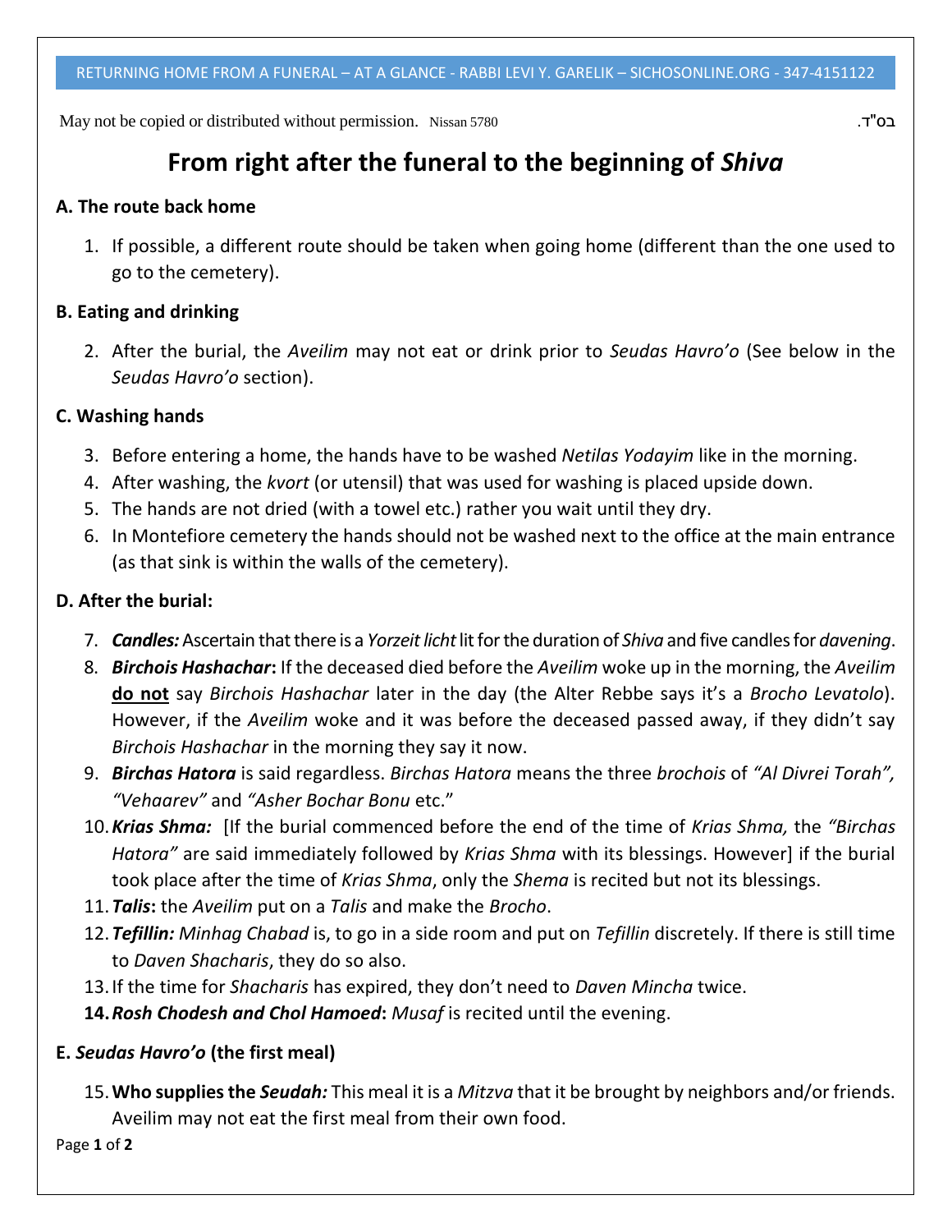RETURNING HOME FROM A FUNERAL – AT A GLANCE - RABBI LEVI Y. GARELIK – SICHOSONLINE.ORG - 347-4151122

May not be copied or distributed without permission. Nissan 5780 בס"ד.

# From right after the funeral to the beginning of *Shiva*

### A. The route back home

1. If possible, a different route should be taken when going home (different than the one used to go to the cemetery).

### B. Eating and drinking

2. After the burial, the *Aveilim* may not eat or drink prior to *Seudas Havro'o* (See below in the *Seudas Havro'o* section).

### C. Washing hands

3. Before entering a home, the hands have to be washed *Netilas Yodayim* like in the morning.
4. After washing, the *kvort* (or utensil) that was used for washing is placed upside down.
5. The hands are not dried (with a towel etc.) rather you wait until they dry.
6. In Montefiore cemetery the hands should not be washed next to the office at the main entrance (as that sink is within the walls of the cemetery).

### D. After the burial:

7. ***Candles:*** Ascertain that there is a *Yorzeit licht* lit for the duration of *Shiva* and five candles for *davening*.
8. ***Birchois Hashachar*:** If the deceased died before the *Aveilim* woke up in the morning, the *Aveilim* **do not** say *Birchois Hashachar* later in the day (the Alter Rebbe says it's a *Brocho Levatolo*). However, if the *Aveilim* woke and it was before the deceased passed away, if they didn't say *Birchois Hashachar* in the morning they say it now.
9. ***Birchas Hatora*** is said regardless. *Birchas Hatora* means the three *brochois* of *"Al Divrei Torah", "Vehaarev"* and *"Asher Bochar Bonu* etc."
10. ***Krias Shma:*** [If the burial commenced before the end of the time of *Krias Shma,* the *"Birchas Hatora"* are said immediately followed by *Krias Shma* with its blessings. However] if the burial took place after the time of *Krias Shma*, only the *Shema* is recited but not its blessings.
11. ***Talis*:** the *Aveilim* put on a *Talis* and make the *Brocho*.
12. ***Tefillin:*** *Minhag Chabad* is, to go in a side room and put on *Tefillin* discretely. If there is still time to *Daven Shacharis*, they do so also.
13. If the time for *Shacharis* has expired, they don't need to *Daven Mincha* twice.
14. ***Rosh Chodesh and Chol Hamoed*:** *Musaf* is recited until the evening.

### E. *Seudas Havro'o* (the first meal)

15. **Who supplies the *Seudah:*** This meal it is a *Mitzva* that it be brought by neighbors and/or friends. Aveilim may not eat the first meal from their own food.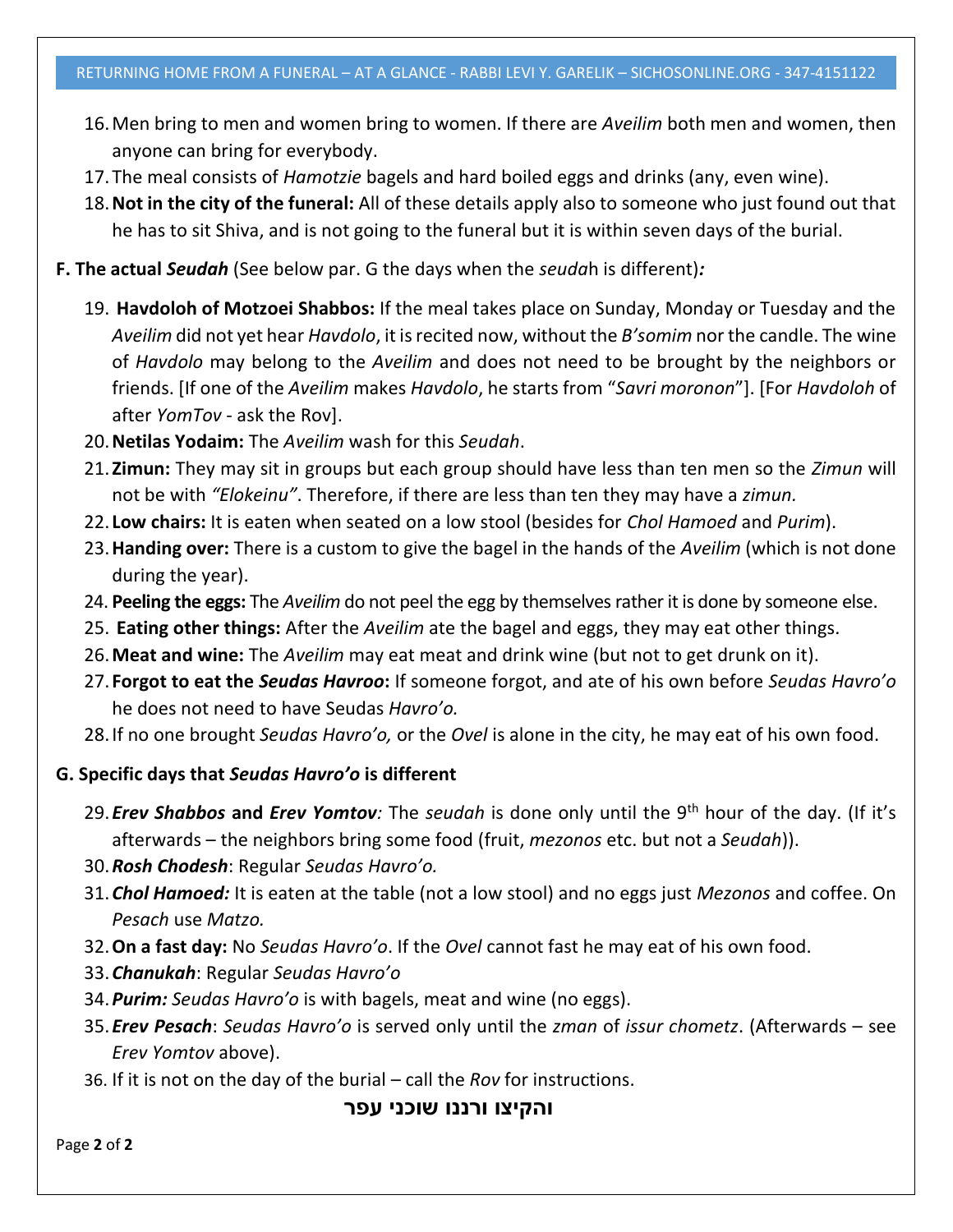16. Men bring to men and women bring to women. If there are *Aveilim* both men and women, then anyone can bring for everybody.
17. The meal consists of *Hamotzie* bagels and hard boiled eggs and drinks (any, even wine).
18. **Not in the city of the funeral:** All of these details apply also to someone who just found out that he has to sit Shiva, and is not going to the funeral but it is within seven days of the burial.

**F. The actual *Seudah*** (See below par. G the days when the *seuda*h is different)***:***

19. **Havdoloh of Motzoei Shabbos:** If the meal takes place on Sunday, Monday or Tuesday and the *Aveilim* did not yet hear *Havdolo*, it is recited now, without the *B'somim* nor the candle. The wine of *Havdolo* may belong to the *Aveilim* and does not need to be brought by the neighbors or friends. [If one of the *Aveilim* makes *Havdolo*, he starts from "*Savri moronon*"]. [For *Havdoloh* of after *YomTov* - ask the Rov].
20. **Netilas Yodaim:** The *Aveilim* wash for this *Seudah*.
21. **Zimun:** They may sit in groups but each group should have less than ten men so the *Zimun* will not be with *"Elokeinu"*. Therefore, if there are less than ten they may have a *zimun.*
22. **Low chairs:** It is eaten when seated on a low stool (besides for *Chol Hamoed* and *Purim*).
23. **Handing over:** There is a custom to give the bagel in the hands of the *Aveilim* (which is not done during the year).
24. **Peeling the eggs:** The *Aveilim* do not peel the egg by themselves rather it is done by someone else.
25. **Eating other things:** After the *Aveilim* ate the bagel and eggs, they may eat other things.
26. **Meat and wine:** The *Aveilim* may eat meat and drink wine (but not to get drunk on it).
27. **Forgot to eat the *Seudas Havroo*:** If someone forgot, and ate of his own before *Seudas Havro'o* he does not need to have Seudas *Havro'o.*
28. If no one brought *Seudas Havro'o,* or the *Ovel* is alone in the city, he may eat of his own food.

**G. Specific days that *Seudas Havro'o* is different**

29. ***Erev Shabbos* and *Erev Yomtov*:** The *seudah* is done only until the 9th hour of the day. (If it's afterwards – the neighbors bring some food (fruit, *mezonos* etc. but not a *Seudah*)).
30. ***Rosh Chodesh***: Regular *Seudas Havro'o.*
31. ***Chol Hamoed:*** It is eaten at the table (not a low stool) and no eggs just *Mezonos* and coffee. On *Pesach* use *Matzo.*
32. **On a fast day:** No *Seudas Havro'o*. If the *Ovel* cannot fast he may eat of his own food.
33. ***Chanukah***: Regular *Seudas Havro'o*
34. ***Purim:*** *Seudas Havro'o* is with bagels, meat and wine (no eggs).
35. ***Erev Pesach***: *Seudas Havro'o* is served only until the *zman* of *issur chometz*. (Afterwards – see *Erev Yomtov* above).
36. If it is not on the day of the burial – call the *Rov* for instructions.

**והקיצו ורננו שוכני עפר**